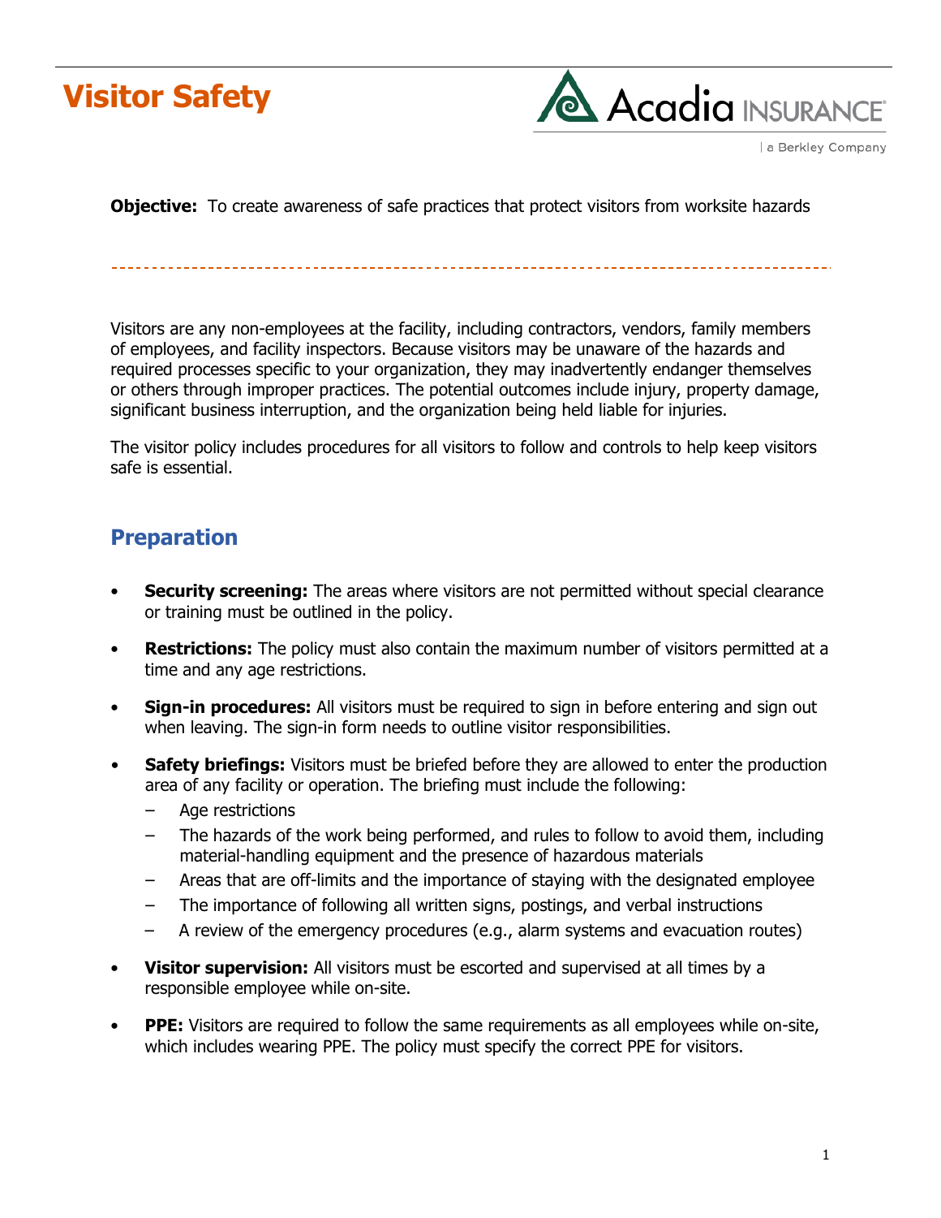# Visitor Safety

**Objective:** To create awareness of safe practices that protect visitors from worksite hazards

Visitors are any non-employees at the facility, including contractors, vendors, family members of employees, and facility inspectors. Because visitors may be unaware of the hazards and required processes specific to your organization, they may inadvertently endanger themselves or others through improper practices. The potential outcomes include injury, property damage, significant business interruption, and the organization being held liable for injuries.

The visitor policy includes procedures for all visitors to follow and controls to help keep visitors safe is essential.

## Preparation

- **Security screening:** The areas where visitors are not permitted without special clearance or training must be outlined in the policy.
- **Restrictions:** The policy must also contain the maximum number of visitors permitted at a time and any age restrictions.
- **Sign-in procedures:** All visitors must be required to sign in before entering and sign out when leaving. The sign-in form needs to outline visitor responsibilities.
- **Safety briefings:** Visitors must be briefed before they are allowed to enter the production area of any facility or operation. The briefing must include the following:
  - Age restrictions
  - The hazards of the work being performed, and rules to follow to avoid them, including material-handling equipment and the presence of hazardous materials
  - Areas that are off-limits and the importance of staying with the designated employee
  - The importance of following all written signs, postings, and verbal instructions
  - A review of the emergency procedures (e.g., alarm systems and evacuation routes)
- **Visitor supervision:** All visitors must be escorted and supervised at all times by a responsible employee while on-site.
- **PPE:** Visitors are required to follow the same requirements as all employees while on-site, which includes wearing PPE. The policy must specify the correct PPE for visitors.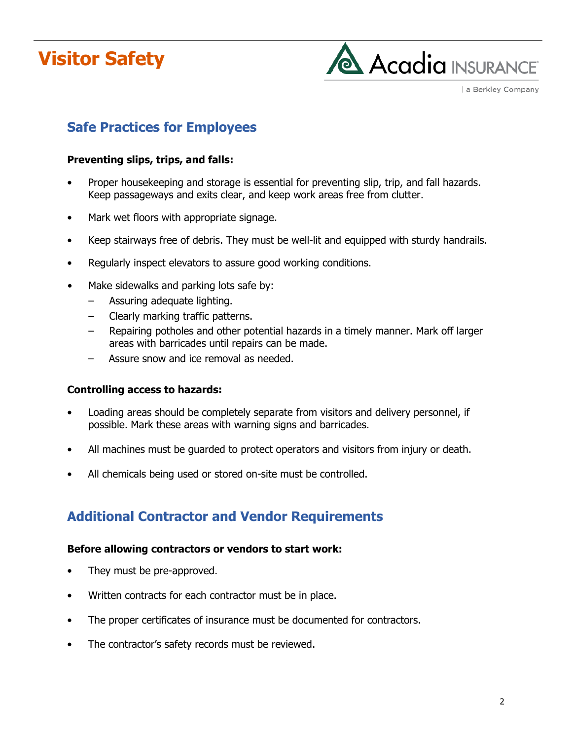# Visitor Safety

## Safe Practices for Employees

**Preventing slips, trips, and falls:**

- Proper housekeeping and storage is essential for preventing slip, trip, and fall hazards. Keep passageways and exits clear, and keep work areas free from clutter.
- Mark wet floors with appropriate signage.
- Keep stairways free of debris. They must be well-lit and equipped with sturdy handrails.
- Regularly inspect elevators to assure good working conditions.
- Make sidewalks and parking lots safe by:
  - Assuring adequate lighting.
  - Clearly marking traffic patterns.
  - Repairing potholes and other potential hazards in a timely manner. Mark off larger areas with barricades until repairs can be made.
  - Assure snow and ice removal as needed.

**Controlling access to hazards:**

- Loading areas should be completely separate from visitors and delivery personnel, if possible. Mark these areas with warning signs and barricades.
- All machines must be guarded to protect operators and visitors from injury or death.
- All chemicals being used or stored on-site must be controlled.

## Additional Contractor and Vendor Requirements

**Before allowing contractors or vendors to start work:**

- They must be pre-approved.
- Written contracts for each contractor must be in place.
- The proper certificates of insurance must be documented for contractors.
- The contractor's safety records must be reviewed.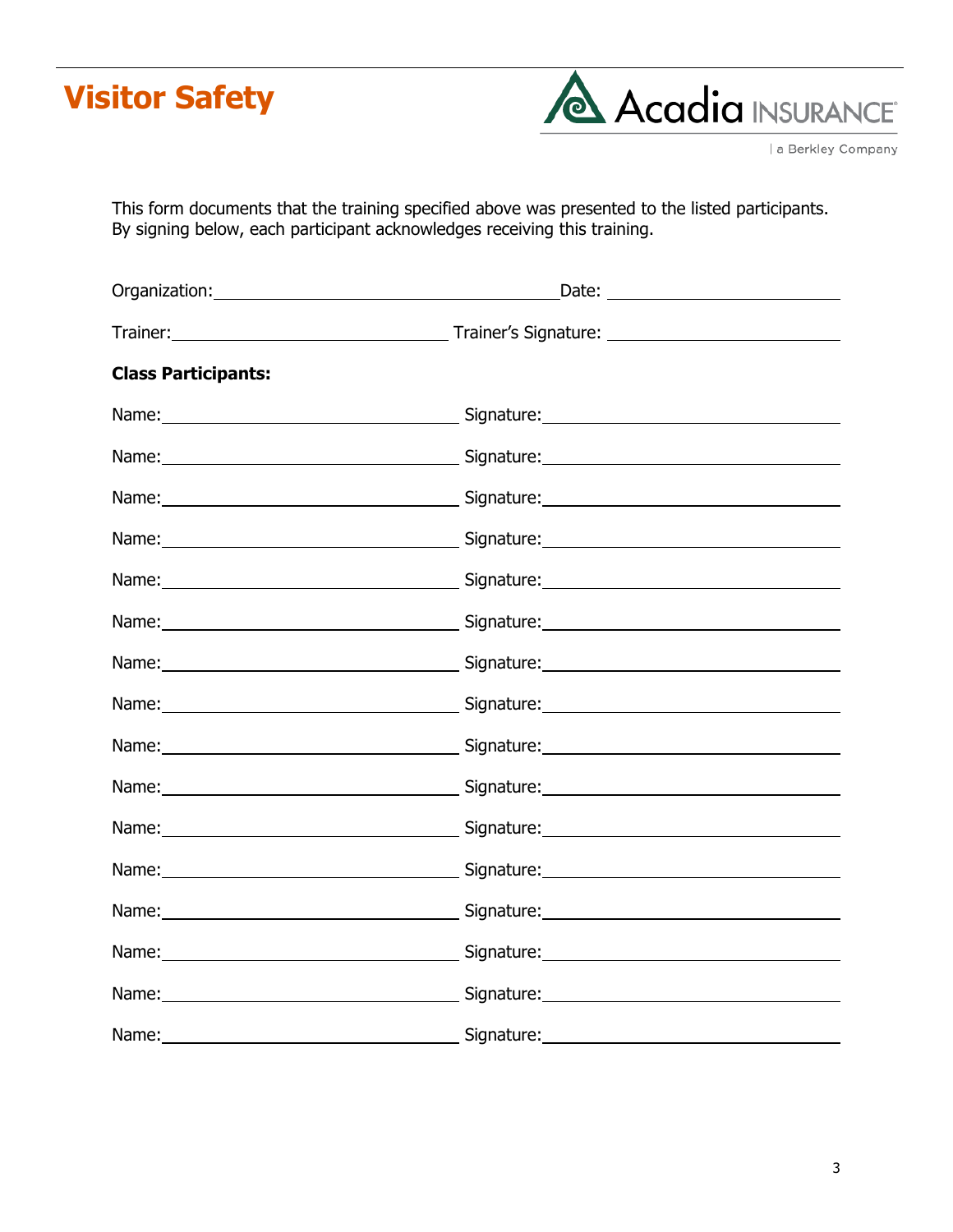# Visitor Safety

Acadia INSURANCE | a Berkley Company

This form documents that the training specified above was presented to the listed participants. By signing below, each participant acknowledges receiving this training.

Organization: ______________________________ Date: ____________________

Trainer: ______________________ Trainer's Signature: ____________________

**Class Participants:**

Name: _________________________ Signature: _________________________

Name: _________________________ Signature: _________________________

Name: _________________________ Signature: _________________________

Name: _________________________ Signature: _________________________

Name: _________________________ Signature: _________________________

Name: _________________________ Signature: _________________________

Name: _________________________ Signature: _________________________

Name: _________________________ Signature: _________________________

Name: _________________________ Signature: _________________________

Name: _________________________ Signature: _________________________

Name: _________________________ Signature: _________________________

Name: _________________________ Signature: _________________________

Name: _________________________ Signature: _________________________

Name: _________________________ Signature: _________________________

Name: _________________________ Signature: _________________________

Name: _________________________ Signature: _________________________